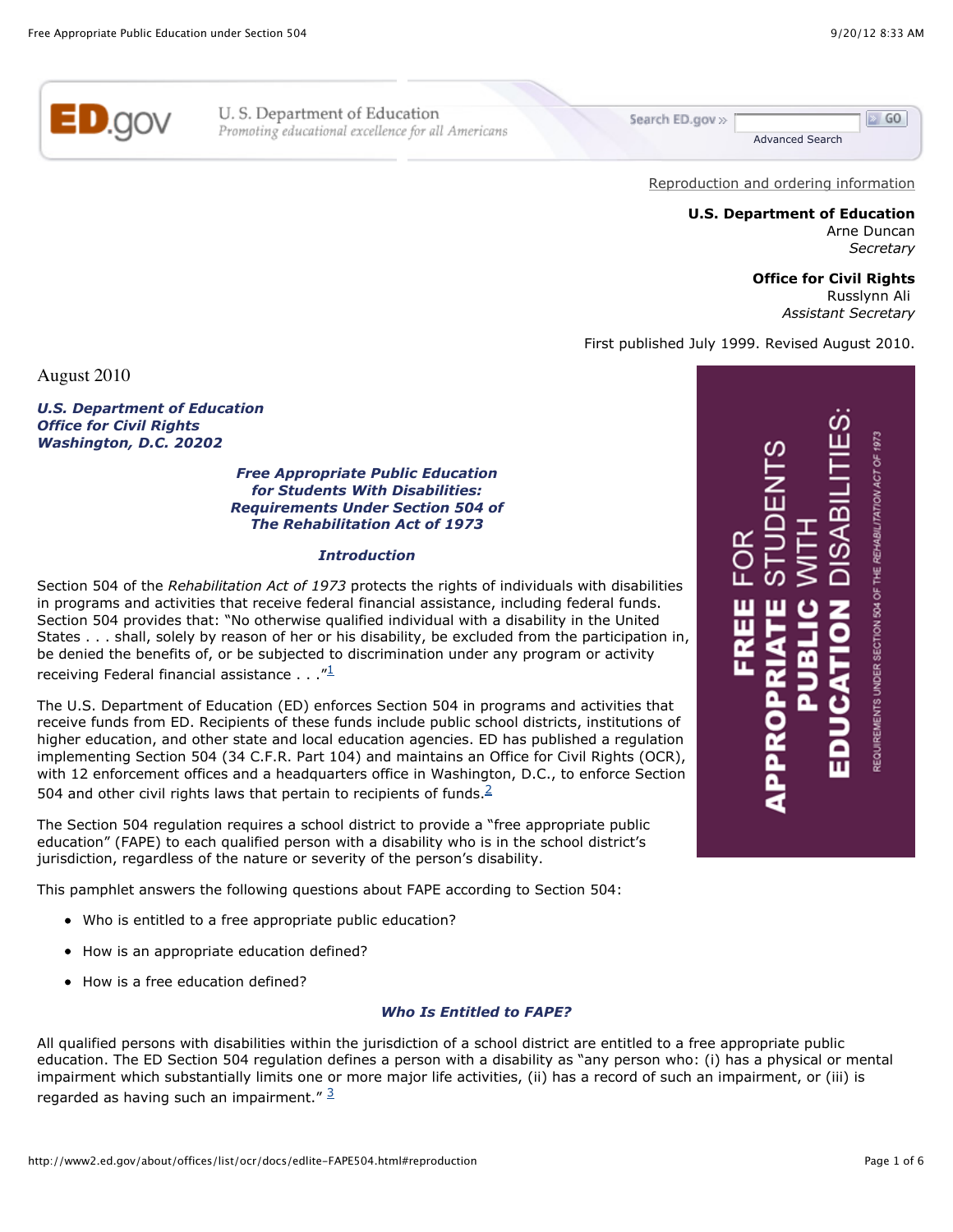Reproduction and ordering information

**U.S. Department of Education**
Arne Duncan
*Secretary*

**Office for Civil Rights**
Russlynn Ali
*Assistant Secretary*

First published July 1999. Revised August 2010.

August 2010

***U.S. Department of Education***
***Office for Civil Rights***
***Washington, D.C. 20202***

# Free Appropriate Public Education for Students With Disabilities: Requirements Under Section 504 of The Rehabilitation Act of 1973

**FREE** FOR **APPROPRIATE** STUDENTS **PUBLIC** WITH **EDUCATION** DISABILITIES:
REQUIREMENTS UNDER SECTION 504 OF THE *REHABILITATION ACT OF 1973*

## Introduction

Section 504 of the *Rehabilitation Act of 1973* protects the rights of individuals with disabilities in programs and activities that receive federal financial assistance, including federal funds. Section 504 provides that: "No otherwise qualified individual with a disability in the United States . . . shall, solely by reason of her or his disability, be excluded from the participation in, be denied the benefits of, or be subjected to discrimination under any program or activity receiving Federal financial assistance . . ."[1]

The U.S. Department of Education (ED) enforces Section 504 in programs and activities that receive funds from ED. Recipients of these funds include public school districts, institutions of higher education, and other state and local education agencies. ED has published a regulation implementing Section 504 (34 C.F.R. Part 104) and maintains an Office for Civil Rights (OCR), with 12 enforcement offices and a headquarters office in Washington, D.C., to enforce Section 504 and other civil rights laws that pertain to recipients of funds.[2]

The Section 504 regulation requires a school district to provide a "free appropriate public education" (FAPE) to each qualified person with a disability who is in the school district's jurisdiction, regardless of the nature or severity of the person's disability.

This pamphlet answers the following questions about FAPE according to Section 504:

- Who is entitled to a free appropriate public education?
- How is an appropriate education defined?
- How is a free education defined?

## Who Is Entitled to FAPE?

All qualified persons with disabilities within the jurisdiction of a school district are entitled to a free appropriate public education. The ED Section 504 regulation defines a person with a disability as "any person who: (i) has a physical or mental impairment which substantially limits one or more major life activities, (ii) has a record of such an impairment, or (iii) is regarded as having such an impairment." [3]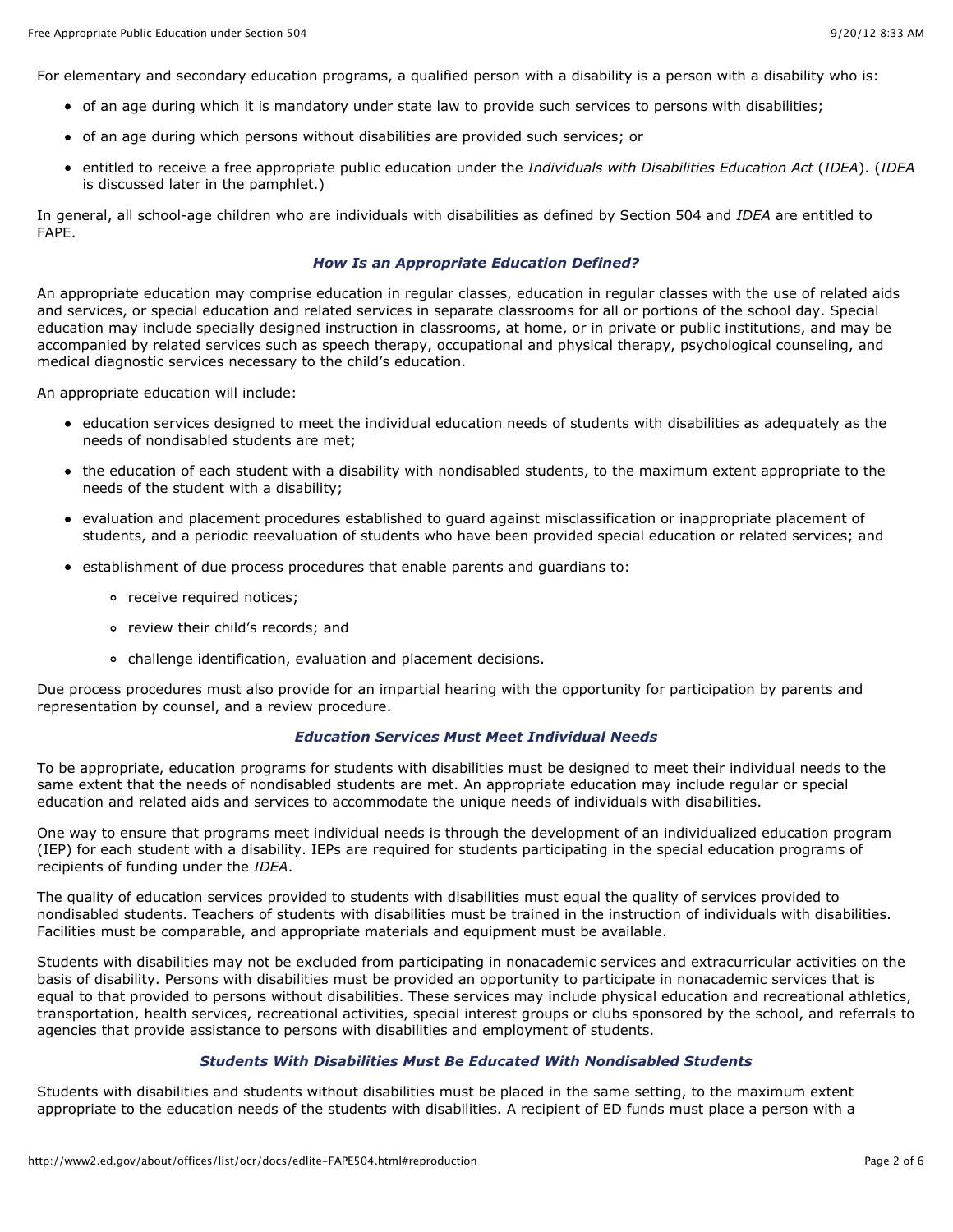For elementary and secondary education programs, a qualified person with a disability is a person with a disability who is:

- of an age during which it is mandatory under state law to provide such services to persons with disabilities;
- of an age during which persons without disabilities are provided such services; or
- entitled to receive a free appropriate public education under the *Individuals with Disabilities Education Act* (*IDEA*). (*IDEA* is discussed later in the pamphlet.)

In general, all school-age children who are individuals with disabilities as defined by Section 504 and *IDEA* are entitled to FAPE.

### *How Is an Appropriate Education Defined?*

An appropriate education may comprise education in regular classes, education in regular classes with the use of related aids and services, or special education and related services in separate classrooms for all or portions of the school day. Special education may include specially designed instruction in classrooms, at home, or in private or public institutions, and may be accompanied by related services such as speech therapy, occupational and physical therapy, psychological counseling, and medical diagnostic services necessary to the child's education.

An appropriate education will include:

- education services designed to meet the individual education needs of students with disabilities as adequately as the needs of nondisabled students are met;
- the education of each student with a disability with nondisabled students, to the maximum extent appropriate to the needs of the student with a disability;
- evaluation and placement procedures established to guard against misclassification or inappropriate placement of students, and a periodic reevaluation of students who have been provided special education or related services; and
- establishment of due process procedures that enable parents and guardians to:
  - receive required notices;
  - review their child's records; and
  - challenge identification, evaluation and placement decisions.

Due process procedures must also provide for an impartial hearing with the opportunity for participation by parents and representation by counsel, and a review procedure.

### *Education Services Must Meet Individual Needs*

To be appropriate, education programs for students with disabilities must be designed to meet their individual needs to the same extent that the needs of nondisabled students are met. An appropriate education may include regular or special education and related aids and services to accommodate the unique needs of individuals with disabilities.

One way to ensure that programs meet individual needs is through the development of an individualized education program (IEP) for each student with a disability. IEPs are required for students participating in the special education programs of recipients of funding under the *IDEA*.

The quality of education services provided to students with disabilities must equal the quality of services provided to nondisabled students. Teachers of students with disabilities must be trained in the instruction of individuals with disabilities. Facilities must be comparable, and appropriate materials and equipment must be available.

Students with disabilities may not be excluded from participating in nonacademic services and extracurricular activities on the basis of disability. Persons with disabilities must be provided an opportunity to participate in nonacademic services that is equal to that provided to persons without disabilities. These services may include physical education and recreational athletics, transportation, health services, recreational activities, special interest groups or clubs sponsored by the school, and referrals to agencies that provide assistance to persons with disabilities and employment of students.

### *Students With Disabilities Must Be Educated With Nondisabled Students*

Students with disabilities and students without disabilities must be placed in the same setting, to the maximum extent appropriate to the education needs of the students with disabilities. A recipient of ED funds must place a person with a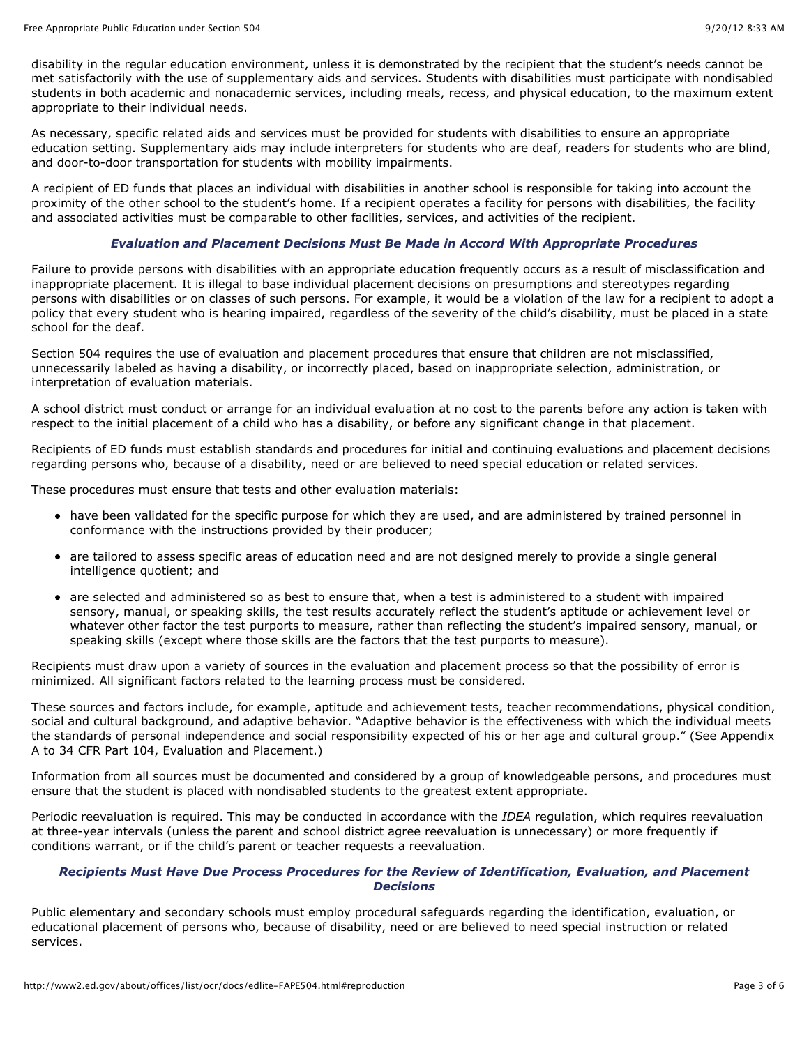disability in the regular education environment, unless it is demonstrated by the recipient that the student's needs cannot be met satisfactorily with the use of supplementary aids and services. Students with disabilities must participate with nondisabled students in both academic and nonacademic services, including meals, recess, and physical education, to the maximum extent appropriate to their individual needs.

As necessary, specific related aids and services must be provided for students with disabilities to ensure an appropriate education setting. Supplementary aids may include interpreters for students who are deaf, readers for students who are blind, and door-to-door transportation for students with mobility impairments.

A recipient of ED funds that places an individual with disabilities in another school is responsible for taking into account the proximity of the other school to the student's home. If a recipient operates a facility for persons with disabilities, the facility and associated activities must be comparable to other facilities, services, and activities of the recipient.

### *Evaluation and Placement Decisions Must Be Made in Accord With Appropriate Procedures*

Failure to provide persons with disabilities with an appropriate education frequently occurs as a result of misclassification and inappropriate placement. It is illegal to base individual placement decisions on presumptions and stereotypes regarding persons with disabilities or on classes of such persons. For example, it would be a violation of the law for a recipient to adopt a policy that every student who is hearing impaired, regardless of the severity of the child's disability, must be placed in a state school for the deaf.

Section 504 requires the use of evaluation and placement procedures that ensure that children are not misclassified, unnecessarily labeled as having a disability, or incorrectly placed, based on inappropriate selection, administration, or interpretation of evaluation materials.

A school district must conduct or arrange for an individual evaluation at no cost to the parents before any action is taken with respect to the initial placement of a child who has a disability, or before any significant change in that placement.

Recipients of ED funds must establish standards and procedures for initial and continuing evaluations and placement decisions regarding persons who, because of a disability, need or are believed to need special education or related services.

These procedures must ensure that tests and other evaluation materials:

- have been validated for the specific purpose for which they are used, and are administered by trained personnel in conformance with the instructions provided by their producer;
- are tailored to assess specific areas of education need and are not designed merely to provide a single general intelligence quotient; and
- are selected and administered so as best to ensure that, when a test is administered to a student with impaired sensory, manual, or speaking skills, the test results accurately reflect the student's aptitude or achievement level or whatever other factor the test purports to measure, rather than reflecting the student's impaired sensory, manual, or speaking skills (except where those skills are the factors that the test purports to measure).

Recipients must draw upon a variety of sources in the evaluation and placement process so that the possibility of error is minimized. All significant factors related to the learning process must be considered.

These sources and factors include, for example, aptitude and achievement tests, teacher recommendations, physical condition, social and cultural background, and adaptive behavior. "Adaptive behavior is the effectiveness with which the individual meets the standards of personal independence and social responsibility expected of his or her age and cultural group." (See Appendix A to 34 CFR Part 104, Evaluation and Placement.)

Information from all sources must be documented and considered by a group of knowledgeable persons, and procedures must ensure that the student is placed with nondisabled students to the greatest extent appropriate.

Periodic reevaluation is required. This may be conducted in accordance with the *IDEA* regulation, which requires reevaluation at three-year intervals (unless the parent and school district agree reevaluation is unnecessary) or more frequently if conditions warrant, or if the child's parent or teacher requests a reevaluation.

### *Recipients Must Have Due Process Procedures for the Review of Identification, Evaluation, and Placement Decisions*

Public elementary and secondary schools must employ procedural safeguards regarding the identification, evaluation, or educational placement of persons who, because of disability, need or are believed to need special instruction or related services.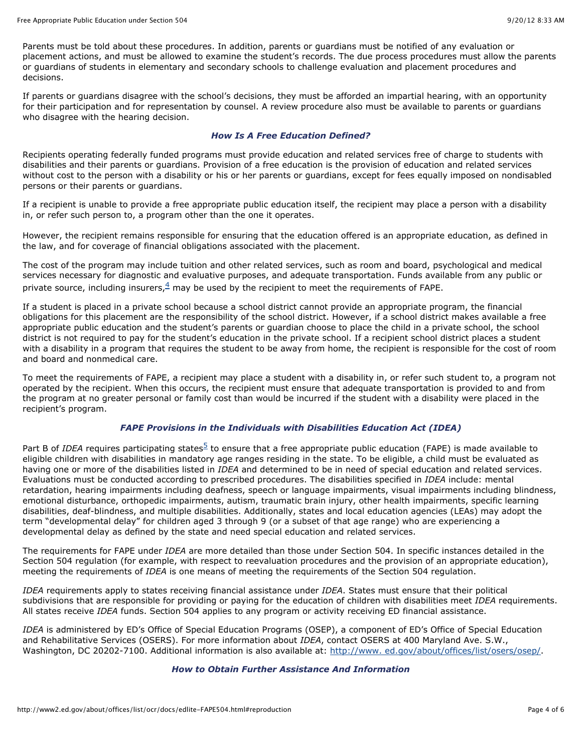Parents must be told about these procedures. In addition, parents or guardians must be notified of any evaluation or placement actions, and must be allowed to examine the student's records. The due process procedures must allow the parents or guardians of students in elementary and secondary schools to challenge evaluation and placement procedures and decisions.

If parents or guardians disagree with the school's decisions, they must be afforded an impartial hearing, with an opportunity for their participation and for representation by counsel. A review procedure also must be available to parents or guardians who disagree with the hearing decision.

### *How Is A Free Education Defined?*

Recipients operating federally funded programs must provide education and related services free of charge to students with disabilities and their parents or guardians. Provision of a free education is the provision of education and related services without cost to the person with a disability or his or her parents or guardians, except for fees equally imposed on nondisabled persons or their parents or guardians.

If a recipient is unable to provide a free appropriate public education itself, the recipient may place a person with a disability in, or refer such person to, a program other than the one it operates.

However, the recipient remains responsible for ensuring that the education offered is an appropriate education, as defined in the law, and for coverage of financial obligations associated with the placement.

The cost of the program may include tuition and other related services, such as room and board, psychological and medical services necessary for diagnostic and evaluative purposes, and adequate transportation. Funds available from any public or private source, including insurers,[4] may be used by the recipient to meet the requirements of FAPE.

If a student is placed in a private school because a school district cannot provide an appropriate program, the financial obligations for this placement are the responsibility of the school district. However, if a school district makes available a free appropriate public education and the student's parents or guardian choose to place the child in a private school, the school district is not required to pay for the student's education in the private school. If a recipient school district places a student with a disability in a program that requires the student to be away from home, the recipient is responsible for the cost of room and board and nonmedical care.

To meet the requirements of FAPE, a recipient may place a student with a disability in, or refer such student to, a program not operated by the recipient. When this occurs, the recipient must ensure that adequate transportation is provided to and from the program at no greater personal or family cost than would be incurred if the student with a disability were placed in the recipient's program.

### *FAPE Provisions in the Individuals with Disabilities Education Act (IDEA)*

Part B of *IDEA* requires participating states[5] to ensure that a free appropriate public education (FAPE) is made available to eligible children with disabilities in mandatory age ranges residing in the state. To be eligible, a child must be evaluated as having one or more of the disabilities listed in *IDEA* and determined to be in need of special education and related services. Evaluations must be conducted according to prescribed procedures. The disabilities specified in *IDEA* include: mental retardation, hearing impairments including deafness, speech or language impairments, visual impairments including blindness, emotional disturbance, orthopedic impairments, autism, traumatic brain injury, other health impairments, specific learning disabilities, deaf-blindness, and multiple disabilities. Additionally, states and local education agencies (LEAs) may adopt the term "developmental delay" for children aged 3 through 9 (or a subset of that age range) who are experiencing a developmental delay as defined by the state and need special education and related services.

The requirements for FAPE under *IDEA* are more detailed than those under Section 504. In specific instances detailed in the Section 504 regulation (for example, with respect to reevaluation procedures and the provision of an appropriate education), meeting the requirements of *IDEA* is one means of meeting the requirements of the Section 504 regulation.

*IDEA* requirements apply to states receiving financial assistance under *IDEA*. States must ensure that their political subdivisions that are responsible for providing or paying for the education of children with disabilities meet *IDEA* requirements. All states receive *IDEA* funds. Section 504 applies to any program or activity receiving ED financial assistance.

*IDEA* is administered by ED's Office of Special Education Programs (OSEP), a component of ED's Office of Special Education and Rehabilitative Services (OSERS). For more information about *IDEA*, contact OSERS at 400 Maryland Ave. S.W., Washington, DC 20202-7100. Additional information is also available at: http://www. ed.gov/about/offices/list/osers/osep/.

### *How to Obtain Further Assistance And Information*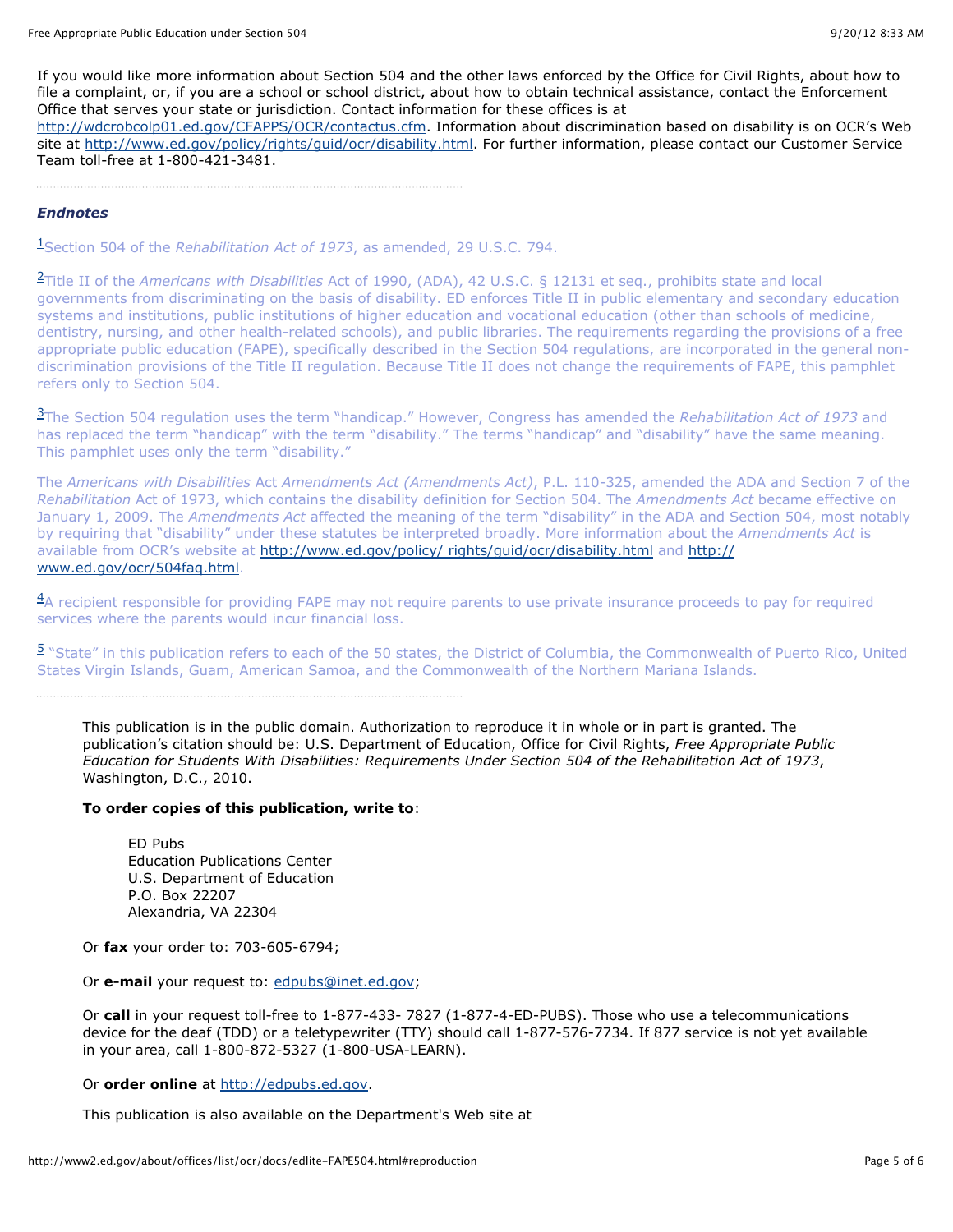If you would like more information about Section 504 and the other laws enforced by the Office for Civil Rights, about how to file a complaint, or, if you are a school or school district, about how to obtain technical assistance, contact the Enforcement Office that serves your state or jurisdiction. Contact information for these offices is at http://wdcrobcolp01.ed.gov/CFAPPS/OCR/contactus.cfm. Information about discrimination based on disability is on OCR's Web site at http://www.ed.gov/policy/rights/guid/ocr/disability.html. For further information, please contact our Customer Service Team toll-free at 1-800-421-3481.

---

### *Endnotes*

[1]Section 504 of the *Rehabilitation Act of 1973*, as amended, 29 U.S.C. 794.

[2]Title II of the *Americans with Disabilities* Act of 1990, (ADA), 42 U.S.C. § 12131 et seq., prohibits state and local governments from discriminating on the basis of disability. ED enforces Title II in public elementary and secondary education systems and institutions, public institutions of higher education and vocational education (other than schools of medicine, dentistry, nursing, and other health-related schools), and public libraries. The requirements regarding the provisions of a free appropriate public education (FAPE), specifically described in the Section 504 regulations, are incorporated in the general non-discrimination provisions of the Title II regulation. Because Title II does not change the requirements of FAPE, this pamphlet refers only to Section 504.

[3]The Section 504 regulation uses the term "handicap." However, Congress has amended the *Rehabilitation Act of 1973* and has replaced the term "handicap" with the term "disability." The terms "handicap" and "disability" have the same meaning. This pamphlet uses only the term "disability."

The *Americans with Disabilities* Act *Amendments Act (Amendments Act)*, P.L. 110-325, amended the ADA and Section 7 of the *Rehabilitation* Act of 1973, which contains the disability definition for Section 504. The *Amendments Act* became effective on January 1, 2009. The *Amendments Act* affected the meaning of the term "disability" in the ADA and Section 504, most notably by requiring that "disability" under these statutes be interpreted broadly. More information about the *Amendments Act* is available from OCR's website at http://www.ed.gov/policy/ rights/guid/ocr/disability.html and http:// www.ed.gov/ocr/504faq.html.

[4]A recipient responsible for providing FAPE may not require parents to use private insurance proceeds to pay for required services where the parents would incur financial loss.

[5] "State" in this publication refers to each of the 50 states, the District of Columbia, the Commonwealth of Puerto Rico, United States Virgin Islands, Guam, American Samoa, and the Commonwealth of the Northern Mariana Islands.

---

This publication is in the public domain. Authorization to reproduce it in whole or in part is granted. The publication's citation should be: U.S. Department of Education, Office for Civil Rights, *Free Appropriate Public Education for Students With Disabilities: Requirements Under Section 504 of the Rehabilitation Act of 1973*, Washington, D.C., 2010.

**To order copies of this publication, write to**:

ED Pubs
Education Publications Center
U.S. Department of Education
P.O. Box 22207
Alexandria, VA 22304

Or **fax** your order to: 703-605-6794;

Or **e-mail** your request to: edpubs@inet.ed.gov;

Or **call** in your request toll-free to 1-877-433- 7827 (1-877-4-ED-PUBS). Those who use a telecommunications device for the deaf (TDD) or a teletypewriter (TTY) should call 1-877-576-7734. If 877 service is not yet available in your area, call 1-800-872-5327 (1-800-USA-LEARN).

Or **order online** at http://edpubs.ed.gov.

This publication is also available on the Department's Web site at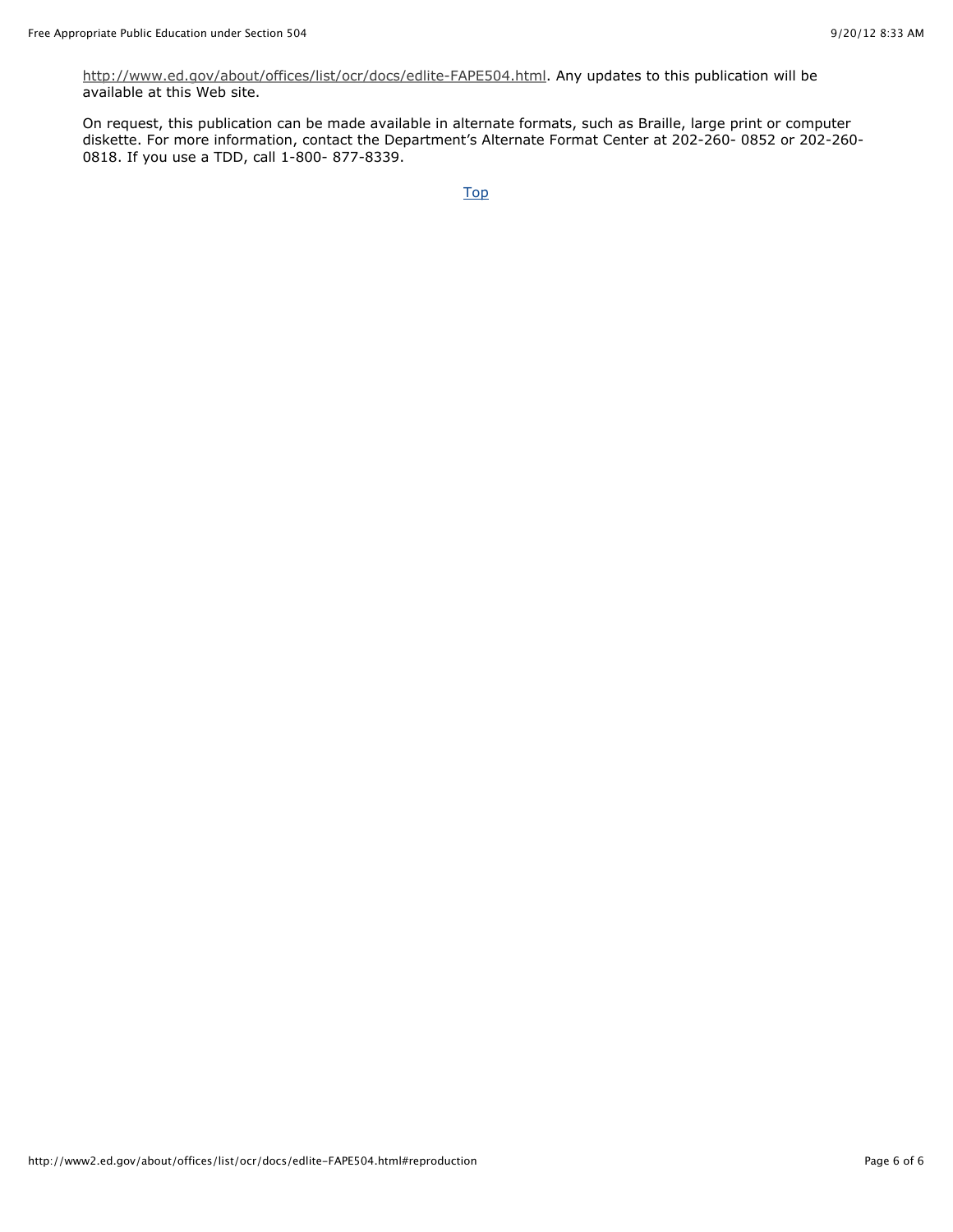http://www.ed.gov/about/offices/list/ocr/docs/edlite-FAPE504.html. Any updates to this publication will be available at this Web site.

On request, this publication can be made available in alternate formats, such as Braille, large print or computer diskette. For more information, contact the Department's Alternate Format Center at 202-260- 0852 or 202-260-0818. If you use a TDD, call 1-800- 877-8339.

Top